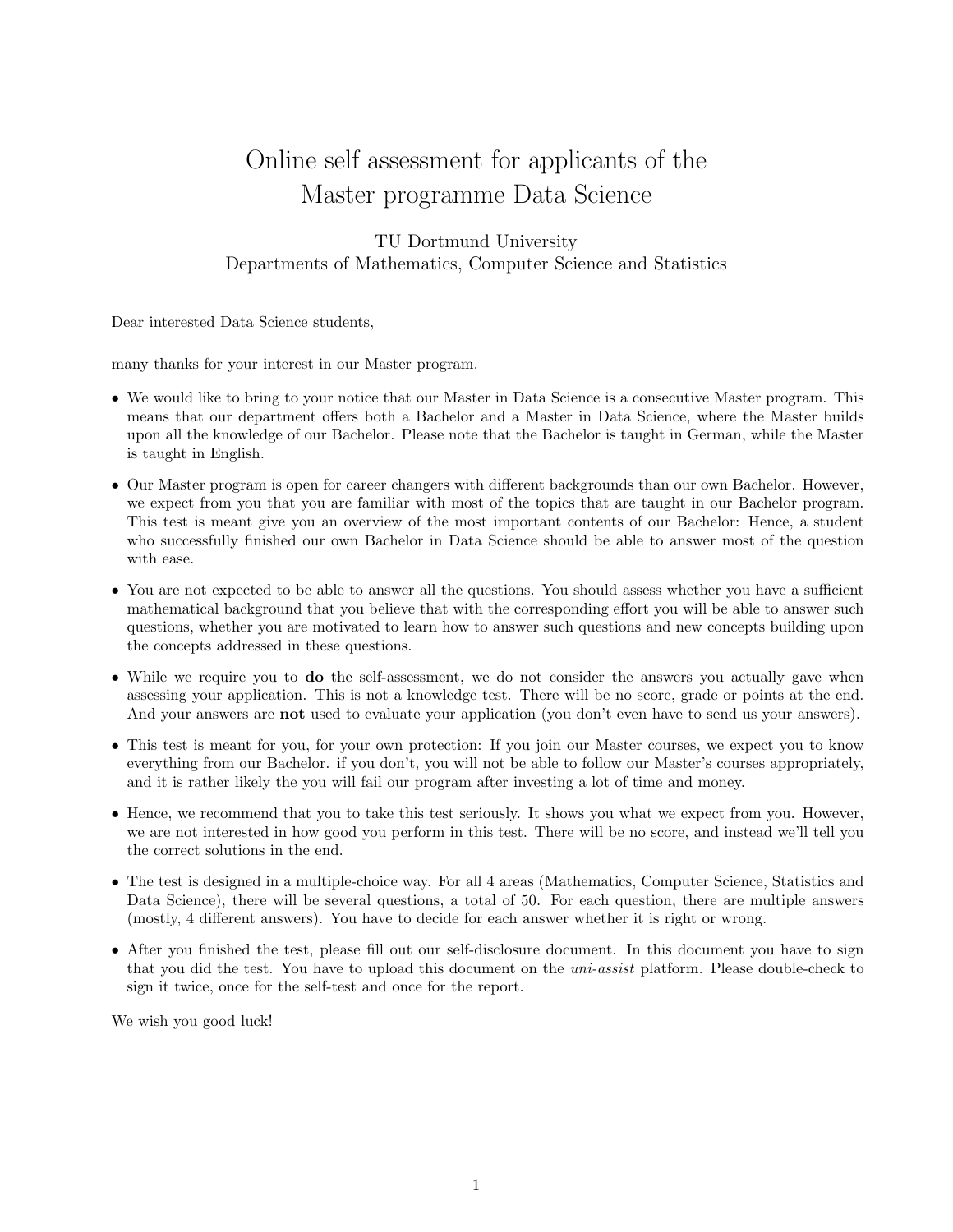# Online self assessment for applicants of the Master programme Data Science

TU Dortmund University
Departments of Mathematics, Computer Science and Statistics

Dear interested Data Science students,

many thanks for your interest in our Master program.

- We would like to bring to your notice that our Master in Data Science is a consecutive Master program. This means that our department offers both a Bachelor and a Master in Data Science, where the Master builds upon all the knowledge of our Bachelor. Please note that the Bachelor is taught in German, while the Master is taught in English.
- Our Master program is open for career changers with different backgrounds than our own Bachelor. However, we expect from you that you are familiar with most of the topics that are taught in our Bachelor program. This test is meant give you an overview of the most important contents of our Bachelor: Hence, a student who successfully finished our own Bachelor in Data Science should be able to answer most of the question with ease.
- You are not expected to be able to answer all the questions. You should assess whether you have a sufficient mathematical background that you believe that with the corresponding effort you will be able to answer such questions, whether you are motivated to learn how to answer such questions and new concepts building upon the concepts addressed in these questions.
- While we require you to **do** the self-assessment, we do not consider the answers you actually gave when assessing your application. This is not a knowledge test. There will be no score, grade or points at the end. And your answers are **not** used to evaluate your application (you don't even have to send us your answers).
- This test is meant for you, for your own protection: If you join our Master courses, we expect you to know everything from our Bachelor. if you don't, you will not be able to follow our Master's courses appropriately, and it is rather likely the you will fail our program after investing a lot of time and money.
- Hence, we recommend that you to take this test seriously. It shows you what we expect from you. However, we are not interested in how good you perform in this test. There will be no score, and instead we'll tell you the correct solutions in the end.
- The test is designed in a multiple-choice way. For all 4 areas (Mathematics, Computer Science, Statistics and Data Science), there will be several questions, a total of 50. For each question, there are multiple answers (mostly, 4 different answers). You have to decide for each answer whether it is right or wrong.
- After you finished the test, please fill out our self-disclosure document. In this document you have to sign that you did the test. You have to upload this document on the *uni-assist* platform. Please double-check to sign it twice, once for the self-test and once for the report.

We wish you good luck!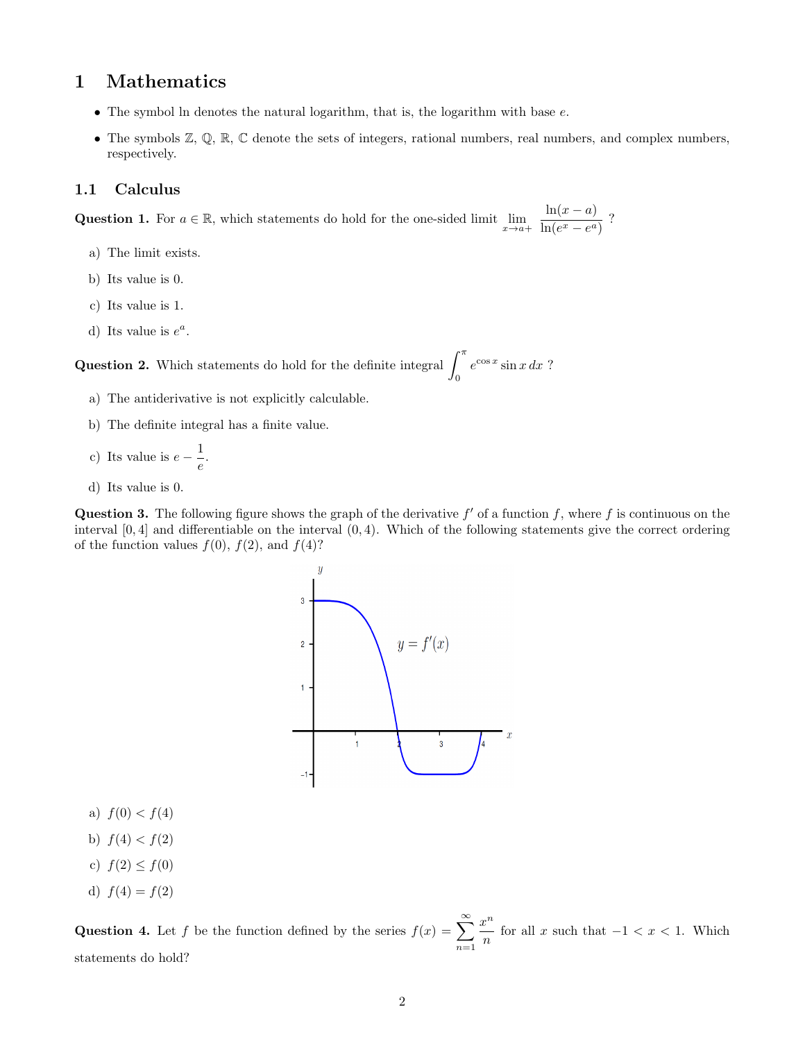# 1 Mathematics

- The symbol ln denotes the natural logarithm, that is, the logarithm with base $e$.
- The symbols $\mathbb{Z}$, $\mathbb{Q}$, $\mathbb{R}$, $\mathbb{C}$ denote the sets of integers, rational numbers, real numbers, and complex numbers, respectively.

## 1.1 Calculus

**Question 1.** For $a \in \mathbb{R}$, which statements do hold for the one-sided limit $\lim\limits_{x \to a+} \dfrac{\ln(x-a)}{\ln(e^x - e^a)}$ ?

a) The limit exists.

b) Its value is 0.

c) Its value is 1.

d) Its value is $e^a$.

**Question 2.** Which statements do hold for the definite integral $\displaystyle\int_0^\pi e^{\cos x} \sin x \, dx$ ?

a) The antiderivative is not explicitly calculable.

b) The definite integral has a finite value.

c) Its value is $e - \dfrac{1}{e}$.

d) Its value is 0.

**Question 3.** The following figure shows the graph of the derivative $f'$ of a function $f$, where $f$ is continuous on the interval $[0, 4]$ and differentiable on the interval $(0, 4)$. Which of the following statements give the correct ordering of the function values $f(0)$, $f(2)$, and $f(4)$?

a) $f(0) < f(4)$

b) $f(4) < f(2)$

c) $f(2) \leq f(0)$

d) $f(4) = f(2)$

**Question 4.** Let $f$ be the function defined by the series $f(x) = \displaystyle\sum_{n=1}^{\infty} \frac{x^n}{n}$ for all $x$ such that $-1 < x < 1$. Which statements do hold?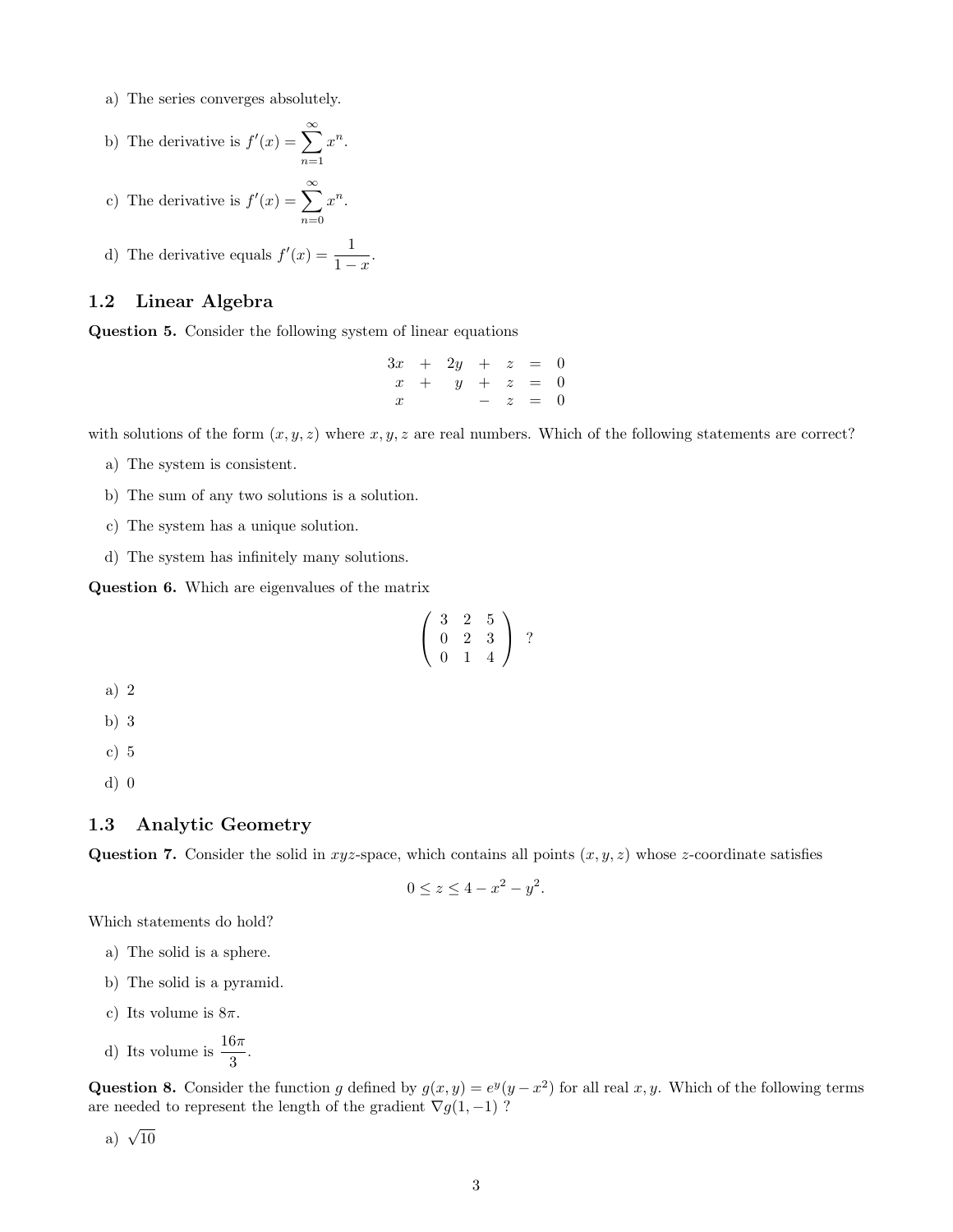a) The series converges absolutely.

b) The derivative is $f'(x) = \sum_{n=1}^{\infty} x^n$.

c) The derivative is $f'(x) = \sum_{n=0}^{\infty} x^n$.

d) The derivative equals $f'(x) = \frac{1}{1-x}$.

## 1.2 Linear Algebra

**Question 5.** Consider the following system of linear equations

$$
\begin{array}{ccccccc}
3x & + & 2y & + & z & = & 0 \\
x & + & y & + & z & = & 0 \\
x & & & - & z & = & 0
\end{array}
$$

with solutions of the form $(x, y, z)$ where $x, y, z$ are real numbers. Which of the following statements are correct?

a) The system is consistent.

b) The sum of any two solutions is a solution.

c) The system has a unique solution.

d) The system has infinitely many solutions.

**Question 6.** Which are eigenvalues of the matrix

$$
\begin{pmatrix} 3 & 2 & 5 \\ 0 & 2 & 3 \\ 0 & 1 & 4 \end{pmatrix} \quad ?
$$

a) 2

b) 3

c) 5

d) 0

## 1.3 Analytic Geometry

**Question 7.** Consider the solid in $xyz$-space, which contains all points $(x, y, z)$ whose $z$-coordinate satisfies

$$
0 \leq z \leq 4 - x^2 - y^2.
$$

Which statements do hold?

a) The solid is a sphere.

b) The solid is a pyramid.

c) Its volume is $8\pi$.

d) Its volume is $\frac{16\pi}{3}$.

**Question 8.** Consider the function $g$ defined by $g(x, y) = e^y(y - x^2)$ for all real $x, y$. Which of the following terms are needed to represent the length of the gradient $\nabla g(1, -1)$ ?

a) $\sqrt{10}$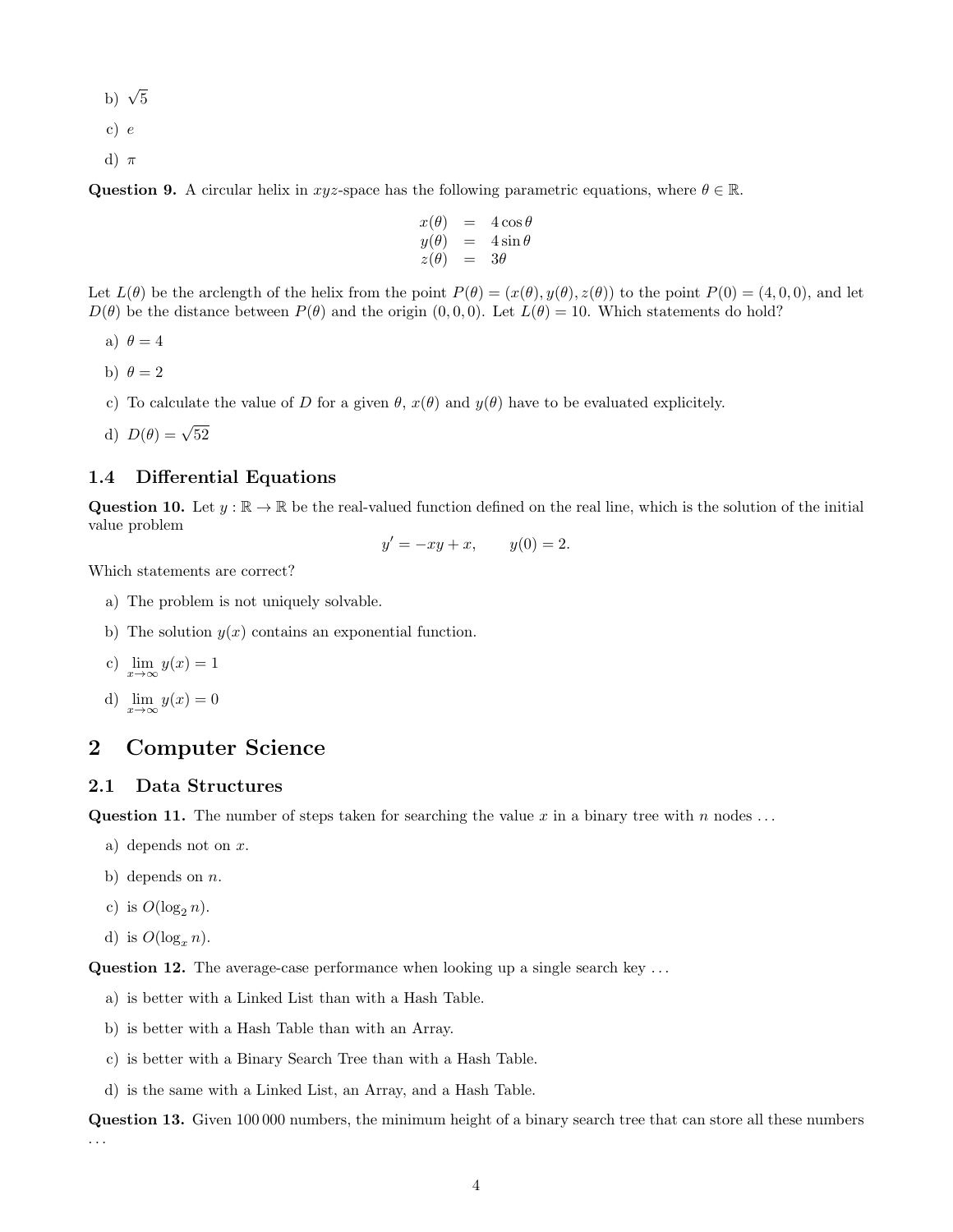b) $\sqrt{5}$

c) $e$

d) $\pi$

**Question 9.** A circular helix in $xyz$-space has the following parametric equations, where $\theta \in \mathbb{R}$.

$$\begin{aligned} x(\theta) &= 4\cos\theta \\ y(\theta) &= 4\sin\theta \\ z(\theta) &= 3\theta \end{aligned}$$

Let $L(\theta)$ be the arclength of the helix from the point $P(\theta) = (x(\theta), y(\theta), z(\theta))$ to the point $P(0) = (4, 0, 0)$, and let $D(\theta)$ be the distance between $P(\theta)$ and the origin $(0, 0, 0)$. Let $L(\theta) = 10$. Which statements do hold?

a) $\theta = 4$

b) $\theta = 2$

c) To calculate the value of $D$ for a given $\theta$, $x(\theta)$ and $y(\theta)$ have to be evaluated explicitely.

d) $D(\theta) = \sqrt{52}$

### 1.4 Differential Equations

**Question 10.** Let $y : \mathbb{R} \to \mathbb{R}$ be the real-valued function defined on the real line, which is the solution of the initial value problem

$$y' = -xy + x, \qquad y(0) = 2.$$

Which statements are correct?

a) The problem is not uniquely solvable.

b) The solution $y(x)$ contains an exponential function.

c) $\lim_{x \to \infty} y(x) = 1$

d) $\lim_{x \to \infty} y(x) = 0$

## 2 Computer Science

### 2.1 Data Structures

**Question 11.** The number of steps taken for searching the value $x$ in a binary tree with $n$ nodes ...

a) depends not on $x$.

b) depends on $n$.

c) is $O(\log_2 n)$.

d) is $O(\log_x n)$.

**Question 12.** The average-case performance when looking up a single search key ...

a) is better with a Linked List than with a Hash Table.

b) is better with a Hash Table than with an Array.

c) is better with a Binary Search Tree than with a Hash Table.

d) is the same with a Linked List, an Array, and a Hash Table.

**Question 13.** Given 100 000 numbers, the minimum height of a binary search tree that can store all these numbers ...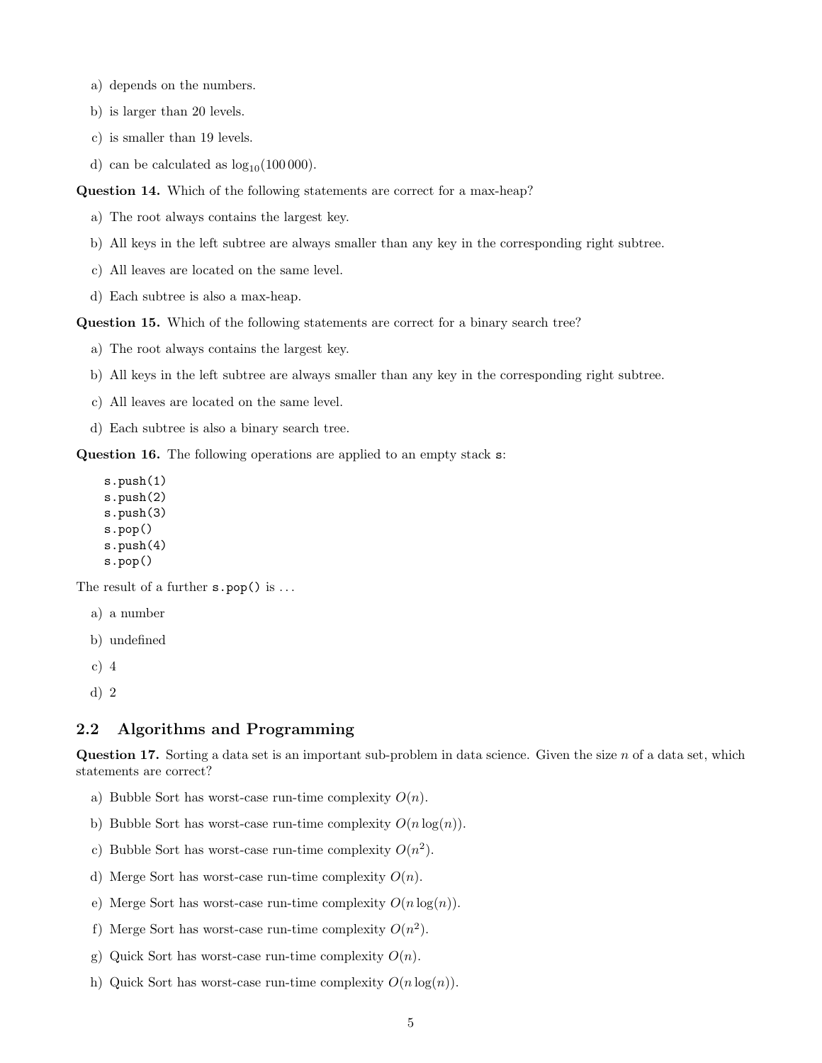a) depends on the numbers.

b) is larger than 20 levels.

c) is smaller than 19 levels.

d) can be calculated as $\log_{10}(100\,000)$.

**Question 14.** Which of the following statements are correct for a max-heap?

a) The root always contains the largest key.

b) All keys in the left subtree are always smaller than any key in the corresponding right subtree.

c) All leaves are located on the same level.

d) Each subtree is also a max-heap.

**Question 15.** Which of the following statements are correct for a binary search tree?

a) The root always contains the largest key.

b) All keys in the left subtree are always smaller than any key in the corresponding right subtree.

c) All leaves are located on the same level.

d) Each subtree is also a binary search tree.

**Question 16.** The following operations are applied to an empty stack `s`:

```
s.push(1)
s.push(2)
s.push(3)
s.pop()
s.push(4)
s.pop()
```

The result of a further `s.pop()` is ...

a) a number

b) undefined

c) 4

d) 2

## 2.2 Algorithms and Programming

**Question 17.** Sorting a data set is an important sub-problem in data science. Given the size $n$ of a data set, which statements are correct?

a) Bubble Sort has worst-case run-time complexity $O(n)$.

b) Bubble Sort has worst-case run-time complexity $O(n \log(n))$.

c) Bubble Sort has worst-case run-time complexity $O(n^2)$.

d) Merge Sort has worst-case run-time complexity $O(n)$.

e) Merge Sort has worst-case run-time complexity $O(n \log(n))$.

f) Merge Sort has worst-case run-time complexity $O(n^2)$.

g) Quick Sort has worst-case run-time complexity $O(n)$.

h) Quick Sort has worst-case run-time complexity $O(n \log(n))$.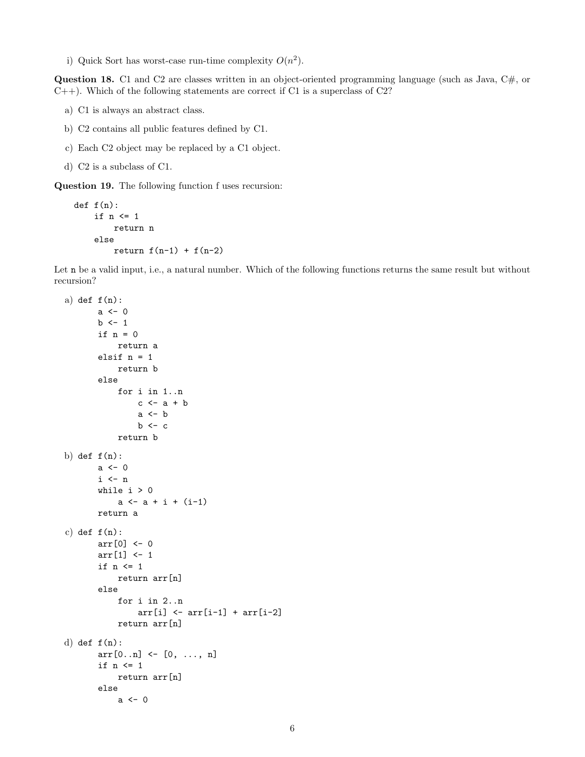i) Quick Sort has worst-case run-time complexity $O(n^2)$.

**Question 18.** C1 and C2 are classes written in an object-oriented programming language (such as Java, C#, or C++). Which of the following statements are correct if C1 is a superclass of C2?

a) C1 is always an abstract class.

b) C2 contains all public features defined by C1.

c) Each C2 object may be replaced by a C1 object.

d) C2 is a subclass of C1.

**Question 19.** The following function f uses recursion:

```
def f(n):
    if n <= 1
        return n
    else
        return f(n-1) + f(n-2)
```

Let `n` be a valid input, i.e., a natural number. Which of the following functions returns the same result but without recursion?

a)
```
def f(n):
    a <- 0
    b <- 1
    if n = 0
        return a
    elsif n = 1
        return b
    else
        for i in 1..n
            c <- a + b
            a <- b
            b <- c
        return b
```

b)
```
def f(n):
    a <- 0
    i <- n
    while i > 0
        a <- a + i + (i-1)
    return a
```

c)
```
def f(n):
    arr[0] <- 0
    arr[1] <- 1
    if n <= 1
        return arr[n]
    else
        for i in 2..n
            arr[i] <- arr[i-1] + arr[i-2]
        return arr[n]
```

d)
```
def f(n):
    arr[0..n] <- [0, ..., n]
    if n <= 1
        return arr[n]
    else
        a <- 0
```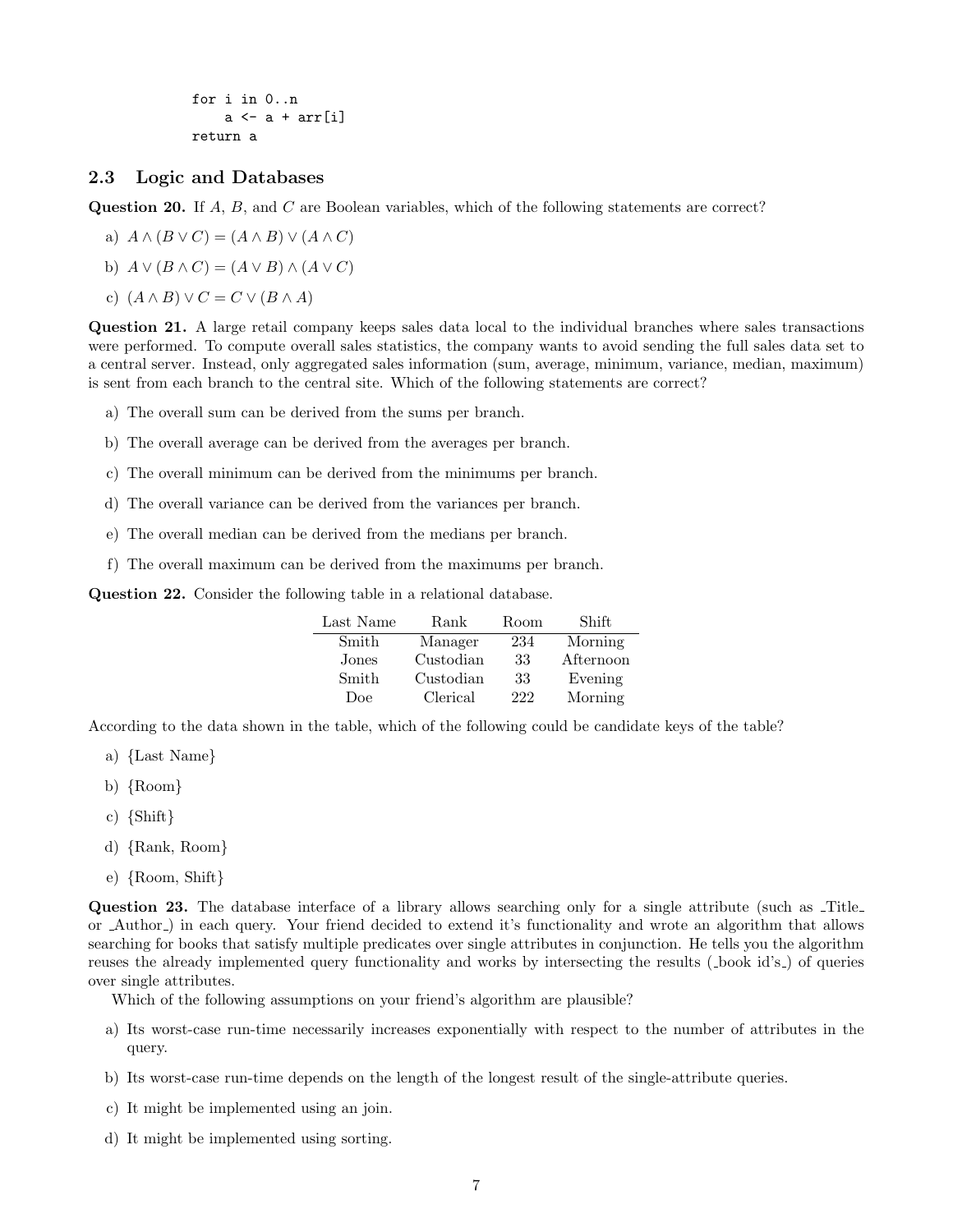```
for i in 0..n
    a <- a + arr[i]
return a
```

### 2.3 Logic and Databases

**Question 20.** If $A$, $B$, and $C$ are Boolean variables, which of the following statements are correct?

a) $A \wedge (B \vee C) = (A \wedge B) \vee (A \wedge C)$

b) $A \vee (B \wedge C) = (A \vee B) \wedge (A \vee C)$

c) $(A \wedge B) \vee C = C \vee (B \wedge A)$

**Question 21.** A large retail company keeps sales data local to the individual branches where sales transactions were performed. To compute overall sales statistics, the company wants to avoid sending the full sales data set to a central server. Instead, only aggregated sales information (sum, average, minimum, variance, median, maximum) is sent from each branch to the central site. Which of the following statements are correct?

a) The overall sum can be derived from the sums per branch.

b) The overall average can be derived from the averages per branch.

c) The overall minimum can be derived from the minimums per branch.

d) The overall variance can be derived from the variances per branch.

e) The overall median can be derived from the medians per branch.

f) The overall maximum can be derived from the maximums per branch.

**Question 22.** Consider the following table in a relational database.

| Last Name | Rank | Room | Shift |
|---|---|---|---|
| Smith | Manager | 234 | Morning |
| Jones | Custodian | 33 | Afternoon |
| Smith | Custodian | 33 | Evening |
| Doe | Clerical | 222 | Morning |

According to the data shown in the table, which of the following could be candidate keys of the table?

a) {Last Name}

b) {Room}

c) {Shift}

d) {Rank, Room}

e) {Room, Shift}

**Question 23.** The database interface of a library allows searching only for a single attribute (such as _Title_ or _Author_) in each query. Your friend decided to extend it's functionality and wrote an algorithm that allows searching for books that satisfy multiple predicates over single attributes in conjunction. He tells you the algorithm reuses the already implemented query functionality and works by intersecting the results (_book id's_) of queries over single attributes.

Which of the following assumptions on your friend's algorithm are plausible?

a) Its worst-case run-time necessarily increases exponentially with respect to the number of attributes in the query.

b) Its worst-case run-time depends on the length of the longest result of the single-attribute queries.

c) It might be implemented using an join.

d) It might be implemented using sorting.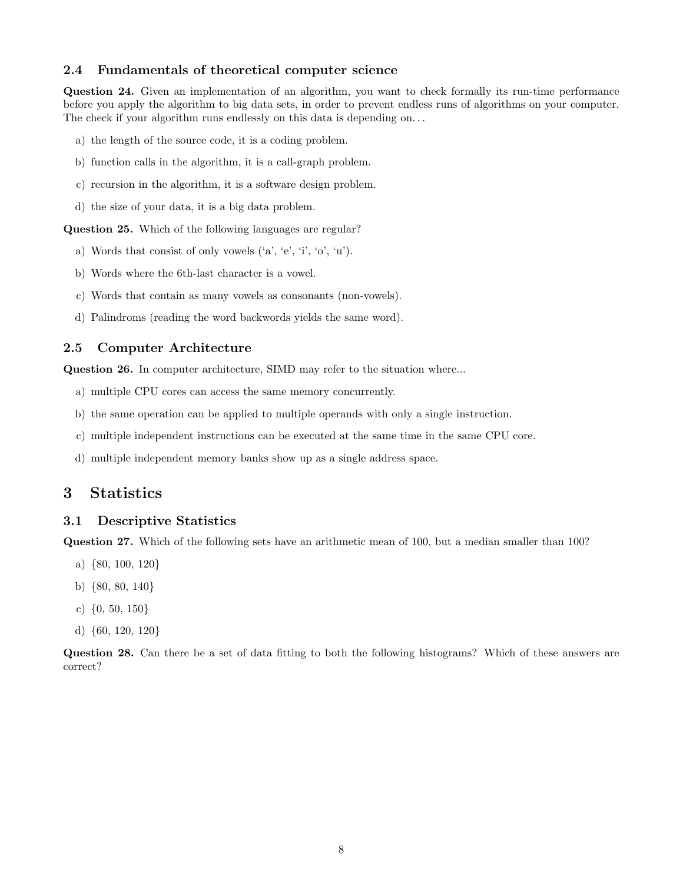### 2.4 Fundamentals of theoretical computer science

**Question 24.** Given an implementation of an algorithm, you want to check formally its run-time performance before you apply the algorithm to big data sets, in order to prevent endless runs of algorithms on your computer. The check if your algorithm runs endlessly on this data is depending on. . .

a) the length of the source code, it is a coding problem.

b) function calls in the algorithm, it is a call-graph problem.

c) recursion in the algorithm, it is a software design problem.

d) the size of your data, it is a big data problem.

**Question 25.** Which of the following languages are regular?

a) Words that consist of only vowels ('a', 'e', 'i', 'o', 'u').

b) Words where the 6th-last character is a vowel.

c) Words that contain as many vowels as consonants (non-vowels).

d) Palindroms (reading the word backwords yields the same word).

### 2.5 Computer Architecture

**Question 26.** In computer architecture, SIMD may refer to the situation where...

a) multiple CPU cores can access the same memory concurrently.

b) the same operation can be applied to multiple operands with only a single instruction.

c) multiple independent instructions can be executed at the same time in the same CPU core.

d) multiple independent memory banks show up as a single address space.

# 3 Statistics

### 3.1 Descriptive Statistics

**Question 27.** Which of the following sets have an arithmetic mean of 100, but a median smaller than 100?

a) {80, 100, 120}

b) {80, 80, 140}

c) {0, 50, 150}

d) {60, 120, 120}

**Question 28.** Can there be a set of data fitting to both the following histograms? Which of these answers are correct?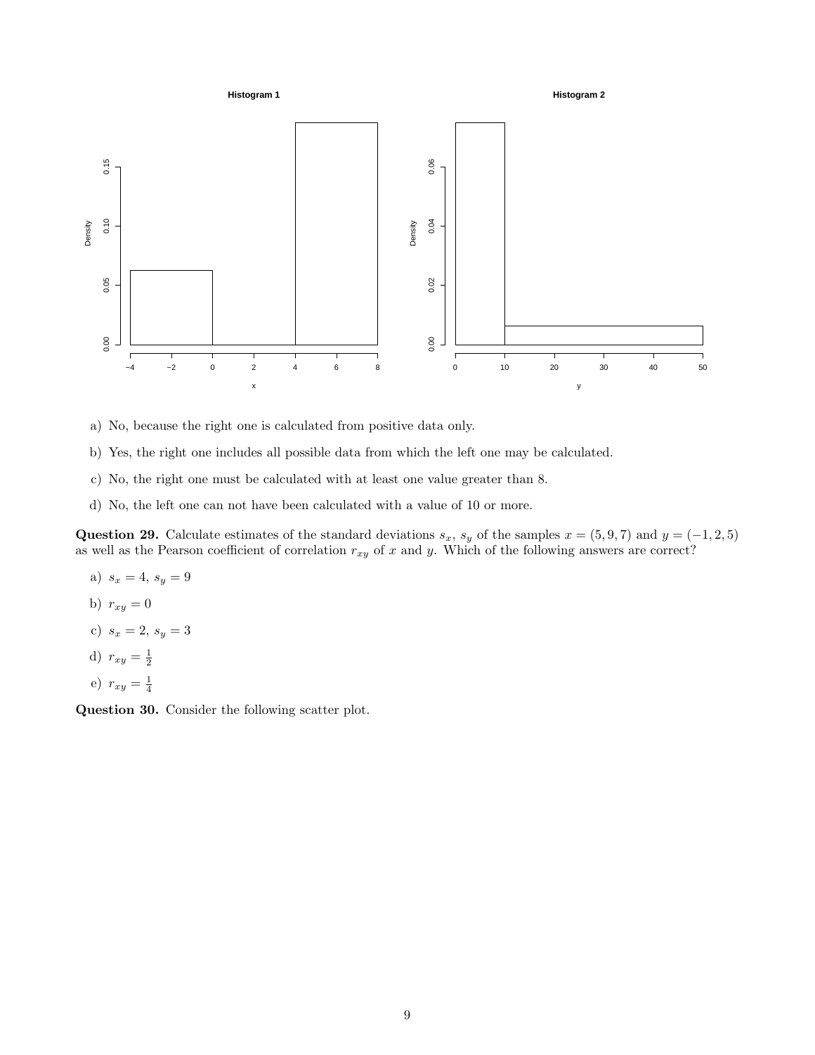a) No, because the right one is calculated from positive data only.

b) Yes, the right one includes all possible data from which the left one may be calculated.

c) No, the right one must be calculated with at least one value greater than 8.

d) No, the left one can not have been calculated with a value of 10 or more.

**Question 29.** Calculate estimates of the standard deviations $s_x$, $s_y$ of the samples $x = (5, 9, 7)$ and $y = (-1, 2, 5)$ as well as the Pearson coefficient of correlation $r_{xy}$ of $x$ and $y$. Which of the following answers are correct?

a) $s_x = 4$, $s_y = 9$

b) $r_{xy} = 0$

c) $s_x = 2$, $s_y = 3$

d) $r_{xy} = \frac{1}{2}$

e) $r_{xy} = \frac{1}{4}$

**Question 30.** Consider the following scatter plot.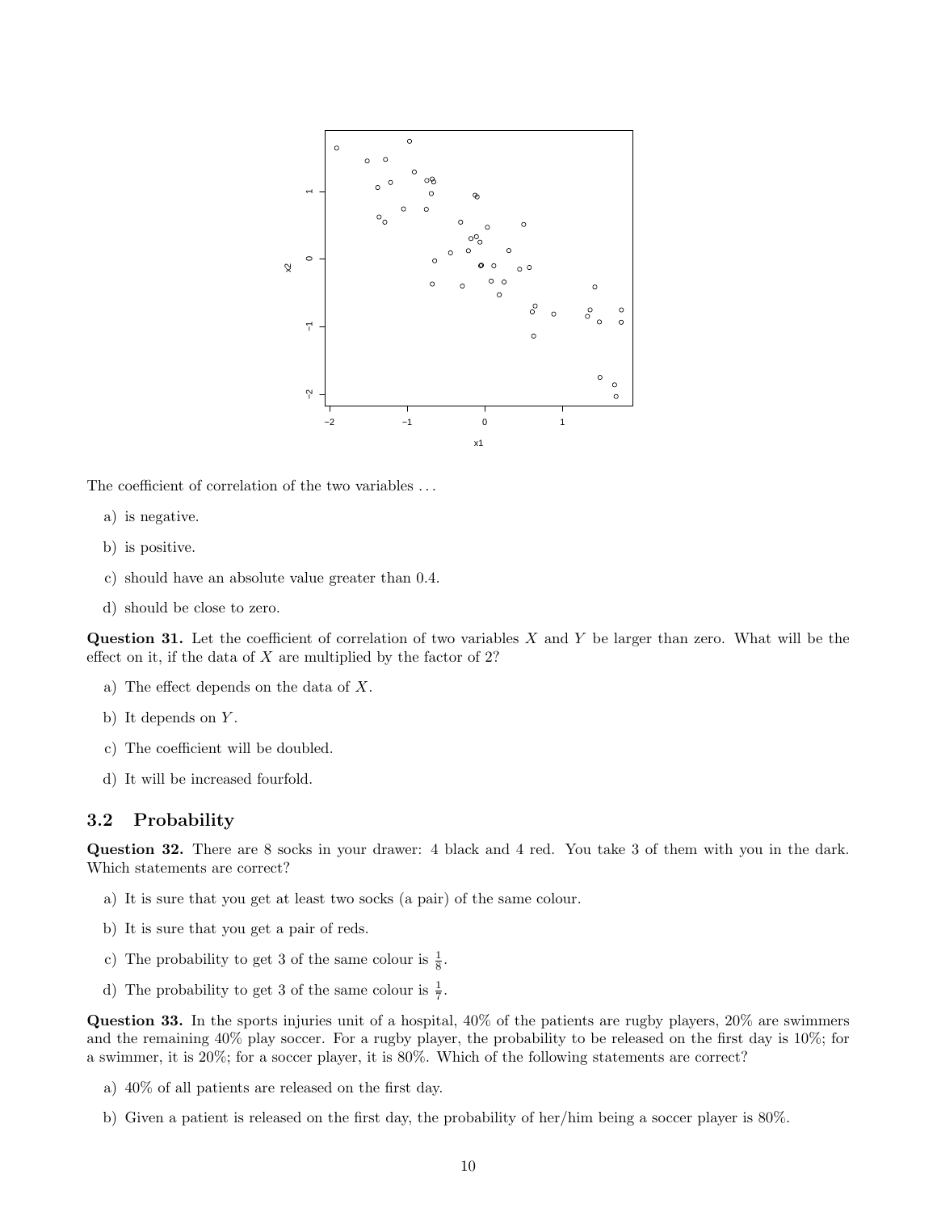The coefficient of correlation of the two variables ...

a) is negative.

b) is positive.

c) should have an absolute value greater than 0.4.

d) should be close to zero.

**Question 31.** Let the coefficient of correlation of two variables $X$ and $Y$ be larger than zero. What will be the effect on it, if the data of $X$ are multiplied by the factor of 2?

a) The effect depends on the data of $X$.

b) It depends on $Y$.

c) The coefficient will be doubled.

d) It will be increased fourfold.

## 3.2 Probability

**Question 32.** There are 8 socks in your drawer: 4 black and 4 red. You take 3 of them with you in the dark. Which statements are correct?

a) It is sure that you get at least two socks (a pair) of the same colour.

b) It is sure that you get a pair of reds.

c) The probability to get 3 of the same colour is $\frac{1}{8}$.

d) The probability to get 3 of the same colour is $\frac{1}{7}$.

**Question 33.** In the sports injuries unit of a hospital, 40% of the patients are rugby players, 20% are swimmers and the remaining 40% play soccer. For a rugby player, the probability to be released on the first day is 10%; for a swimmer, it is 20%; for a soccer player, it is 80%. Which of the following statements are correct?

a) 40% of all patients are released on the first day.

b) Given a patient is released on the first day, the probability of her/him being a soccer player is 80%.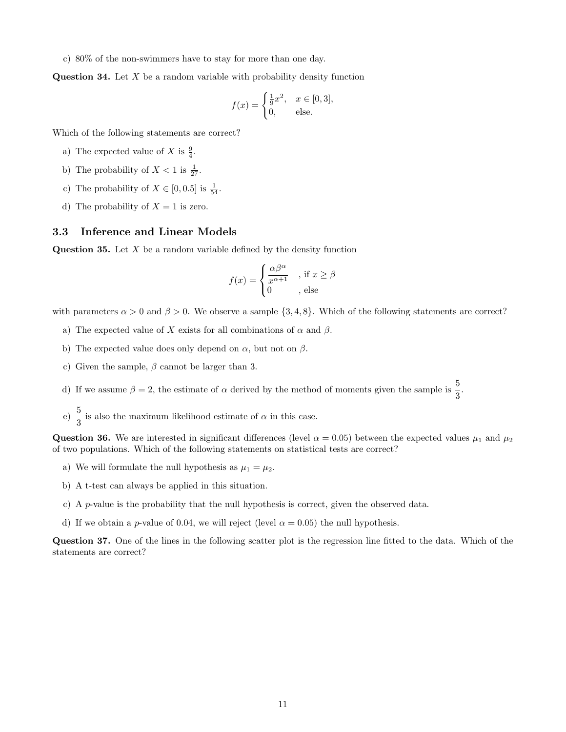c) 80% of the non-swimmers have to stay for more than one day.

**Question 34.** Let $X$ be a random variable with probability density function

$$f(x) = \begin{cases} \frac{1}{9}x^2, & x \in [0,3], \\ 0, & \text{else.} \end{cases}$$

Which of the following statements are correct?

a) The expected value of $X$ is $\frac{9}{4}$.

b) The probability of $X < 1$ is $\frac{1}{27}$.

c) The probability of $X \in [0, 0.5]$ is $\frac{1}{54}$.

d) The probability of $X = 1$ is zero.

## 3.3 Inference and Linear Models

**Question 35.** Let $X$ be a random variable defined by the density function

$$f(x) = \begin{cases} \dfrac{\alpha\beta^\alpha}{x^{\alpha+1}} & \text{, if } x \geq \beta \\ 0 & \text{, else} \end{cases}$$

with parameters $\alpha > 0$ and $\beta > 0$. We observe a sample $\{3, 4, 8\}$. Which of the following statements are correct?

a) The expected value of $X$ exists for all combinations of $\alpha$ and $\beta$.

b) The expected value does only depend on $\alpha$, but not on $\beta$.

c) Given the sample, $\beta$ cannot be larger than 3.

d) If we assume $\beta = 2$, the estimate of $\alpha$ derived by the method of moments given the sample is $\dfrac{5}{3}$.

e) $\dfrac{5}{3}$ is also the maximum likelihood estimate of $\alpha$ in this case.

**Question 36.** We are interested in significant differences (level $\alpha = 0.05$) between the expected values $\mu_1$ and $\mu_2$ of two populations. Which of the following statements on statistical tests are correct?

a) We will formulate the null hypothesis as $\mu_1 = \mu_2$.

b) A t-test can always be applied in this situation.

c) A $p$-value is the probability that the null hypothesis is correct, given the observed data.

d) If we obtain a $p$-value of 0.04, we will reject (level $\alpha = 0.05$) the null hypothesis.

**Question 37.** One of the lines in the following scatter plot is the regression line fitted to the data. Which of the statements are correct?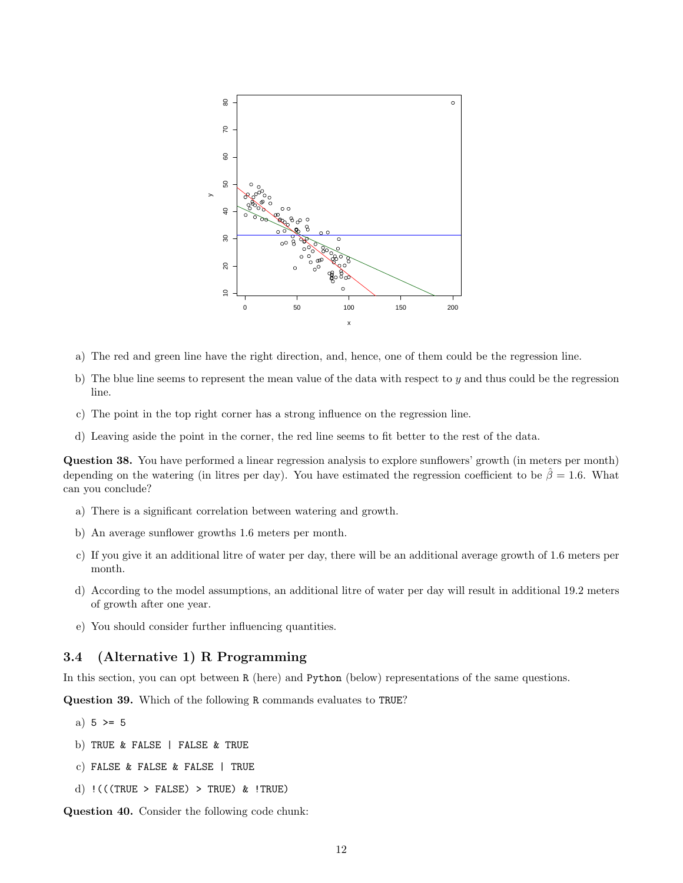a) The red and green line have the right direction, and, hence, one of them could be the regression line.

b) The blue line seems to represent the mean value of the data with respect to $y$ and thus could be the regression line.

c) The point in the top right corner has a strong influence on the regression line.

d) Leaving aside the point in the corner, the red line seems to fit better to the rest of the data.

**Question 38.** You have performed a linear regression analysis to explore sunflowers' growth (in meters per month) depending on the watering (in litres per day). You have estimated the regression coefficient to be $\hat{\beta} = 1.6$. What can you conclude?

a) There is a significant correlation between watering and growth.

b) An average sunflower growths 1.6 meters per month.

c) If you give it an additional litre of water per day, there will be an additional average growth of 1.6 meters per month.

d) According to the model assumptions, an additional litre of water per day will result in additional 19.2 meters of growth after one year.

e) You should consider further influencing quantities.

### 3.4 (Alternative 1) R Programming

In this section, you can opt between `R` (here) and `Python` (below) representations of the same questions.

**Question 39.** Which of the following `R` commands evaluates to `TRUE`?

a) `5 >= 5`

b) `TRUE & FALSE | FALSE & TRUE`

c) `FALSE & FALSE & FALSE | TRUE`

d) `!(((TRUE > FALSE) > TRUE) & !TRUE)`

**Question 40.** Consider the following code chunk: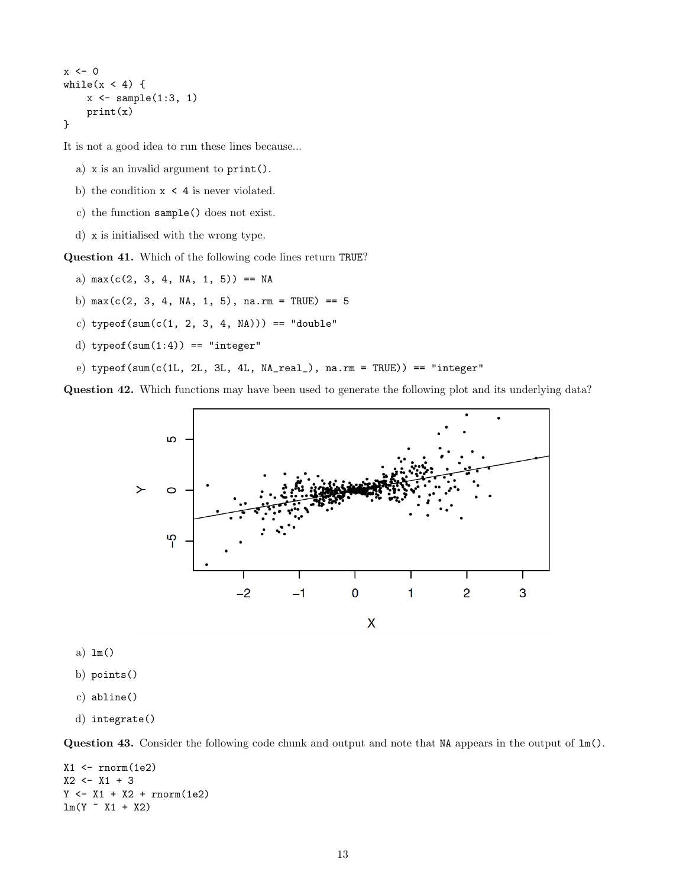```
x <- 0
while(x < 4) {
    x <- sample(1:3, 1)
    print(x)
}
```

It is not a good idea to run these lines because...

a) `x` is an invalid argument to `print()`.

b) the condition `x < 4` is never violated.

c) the function `sample()` does not exist.

d) `x` is initialised with the wrong type.

**Question 41.** Which of the following code lines return `TRUE`?

a) `max(c(2, 3, 4, NA, 1, 5)) == NA`

b) `max(c(2, 3, 4, NA, 1, 5), na.rm = TRUE) == 5`

c) `typeof(sum(c(1, 2, 3, 4, NA))) == "double"`

d) `typeof(sum(1:4)) == "integer"`

e) `typeof(sum(c(1L, 2L, 3L, 4L, NA_real_), na.rm = TRUE)) == "integer"`

**Question 42.** Which functions may have been used to generate the following plot and its underlying data?

a) `lm()`

b) `points()`

c) `abline()`

d) `integrate()`

**Question 43.** Consider the following code chunk and output and note that `NA` appears in the output of `lm()`.

```
X1 <- rnorm(1e2)
X2 <- X1 + 3
Y <- X1 + X2 + rnorm(1e2)
lm(Y ~ X1 + X2)
```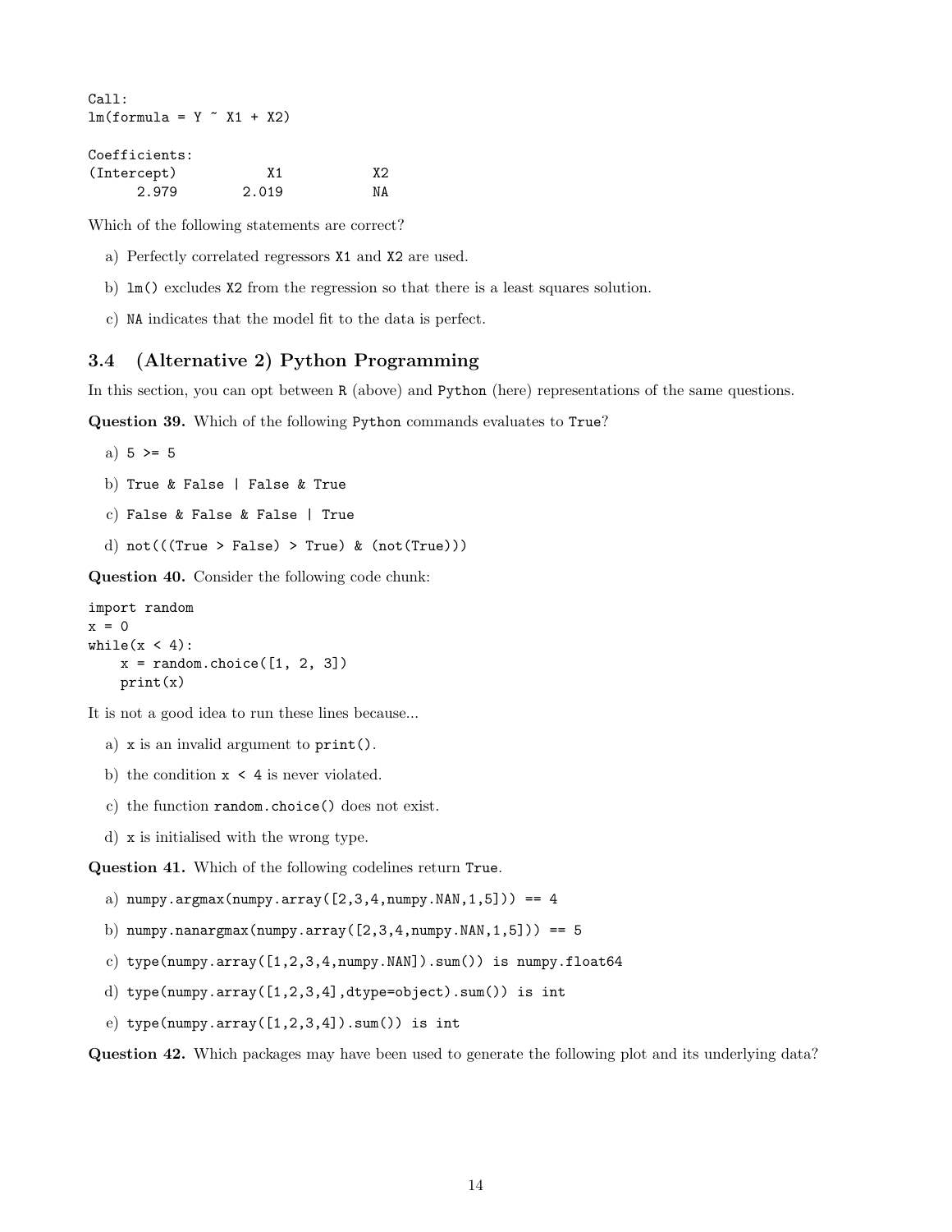```
Call:
lm(formula = Y ~ X1 + X2)

Coefficients:
(Intercept)           X1           X2
      2.979        2.019           NA
```

Which of the following statements are correct?

a) Perfectly correlated regressors `X1` and `X2` are used.

b) `lm()` excludes `X2` from the regression so that there is a least squares solution.

c) `NA` indicates that the model fit to the data is perfect.

### 3.4 (Alternative 2) Python Programming

In this section, you can opt between `R` (above) and `Python` (here) representations of the same questions.

**Question 39.** Which of the following `Python` commands evaluates to `True`?

a) `5 >= 5`

b) `True & False | False & True`

c) `False & False & False | True`

d) `not(((True > False) > True) & (not(True)))`

**Question 40.** Consider the following code chunk:

```
import random
x = 0
while(x < 4):
    x = random.choice([1, 2, 3])
    print(x)
```

It is not a good idea to run these lines because...

a) `x` is an invalid argument to `print()`.

b) the condition `x < 4` is never violated.

c) the function `random.choice()` does not exist.

d) `x` is initialised with the wrong type.

**Question 41.** Which of the following codelines return `True`.

a) `numpy.argmax(numpy.array([2,3,4,numpy.NAN,1,5])) == 4`

b) `numpy.nanargmax(numpy.array([2,3,4,numpy.NAN,1,5])) == 5`

c) `type(numpy.array([1,2,3,4,numpy.NAN]).sum()) is numpy.float64`

d) `type(numpy.array([1,2,3,4],dtype=object).sum()) is int`

e) `type(numpy.array([1,2,3,4]).sum()) is int`

**Question 42.** Which packages may have been used to generate the following plot and its underlying data?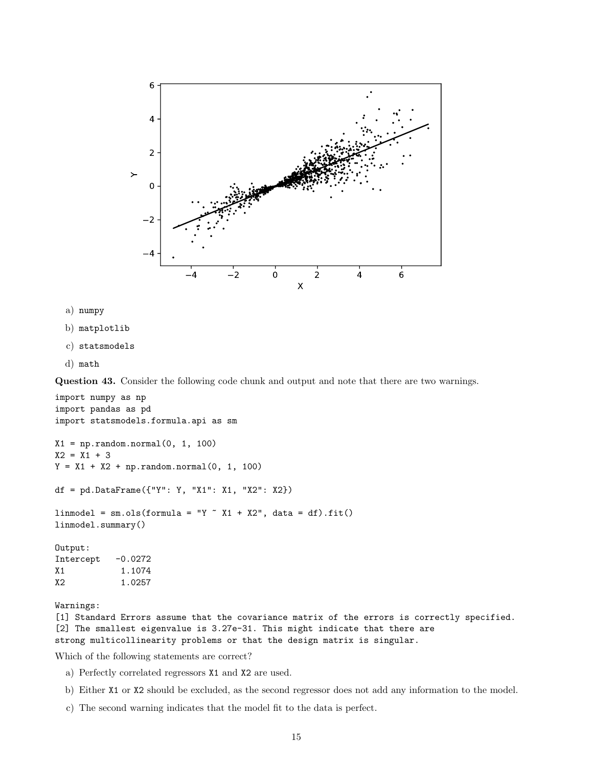a) `numpy`

b) `matplotlib`

c) `statsmodels`

d) `math`

**Question 43.** Consider the following code chunk and output and note that there are two warnings.

```
import numpy as np
import pandas as pd
import statsmodels.formula.api as sm

X1 = np.random.normal(0, 1, 100)
X2 = X1 + 3
Y = X1 + X2 + np.random.normal(0, 1, 100)

df = pd.DataFrame({"Y": Y, "X1": X1, "X2": X2})

linmodel = sm.ols(formula = "Y ~ X1 + X2", data = df).fit()
linmodel.summary()

Output:
Intercept   -0.0272
X1           1.1074
X2           1.0257

Warnings:
[1] Standard Errors assume that the covariance matrix of the errors is correctly specified.
[2] The smallest eigenvalue is 3.27e-31. This might indicate that there are
strong multicollinearity problems or that the design matrix is singular.
```

Which of the following statements are correct?

a) Perfectly correlated regressors `X1` and `X2` are used.

b) Either `X1` or `X2` should be excluded, as the second regressor does not add any information to the model.

c) The second warning indicates that the model fit to the data is perfect.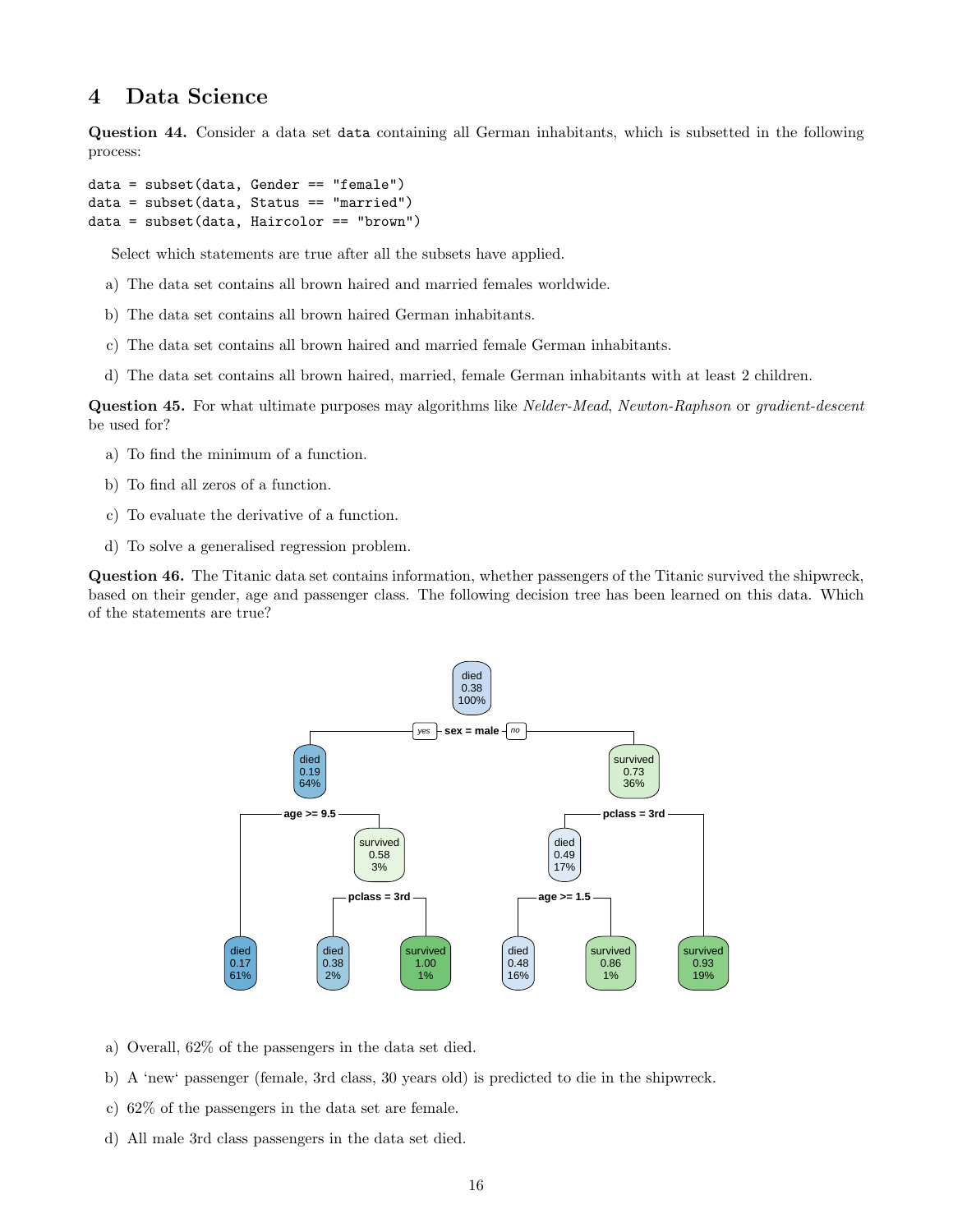## 4 Data Science

**Question 44.** Consider a data set `data` containing all German inhabitants, which is subsetted in the following process:

```
data = subset(data, Gender == "female")
data = subset(data, Status == "married")
data = subset(data, Haircolor == "brown")
```

Select which statements are true after all the subsets have applied.

a) The data set contains all brown haired and married females worldwide.

b) The data set contains all brown haired German inhabitants.

c) The data set contains all brown haired and married female German inhabitants.

d) The data set contains all brown haired, married, female German inhabitants with at least 2 children.

**Question 45.** For what ultimate purposes may algorithms like *Nelder-Mead*, *Newton-Raphson* or *gradient-descent* be used for?

a) To find the minimum of a function.

b) To find all zeros of a function.

c) To evaluate the derivative of a function.

d) To solve a generalised regression problem.

**Question 46.** The Titanic data set contains information, whether passengers of the Titanic survived the shipwreck, based on their gender, age and passenger class. The following decision tree has been learned on this data. Which of the statements are true?

a) Overall, 62% of the passengers in the data set died.

b) A 'new' passenger (female, 3rd class, 30 years old) is predicted to die in the shipwreck.

c) 62% of the passengers in the data set are female.

d) All male 3rd class passengers in the data set died.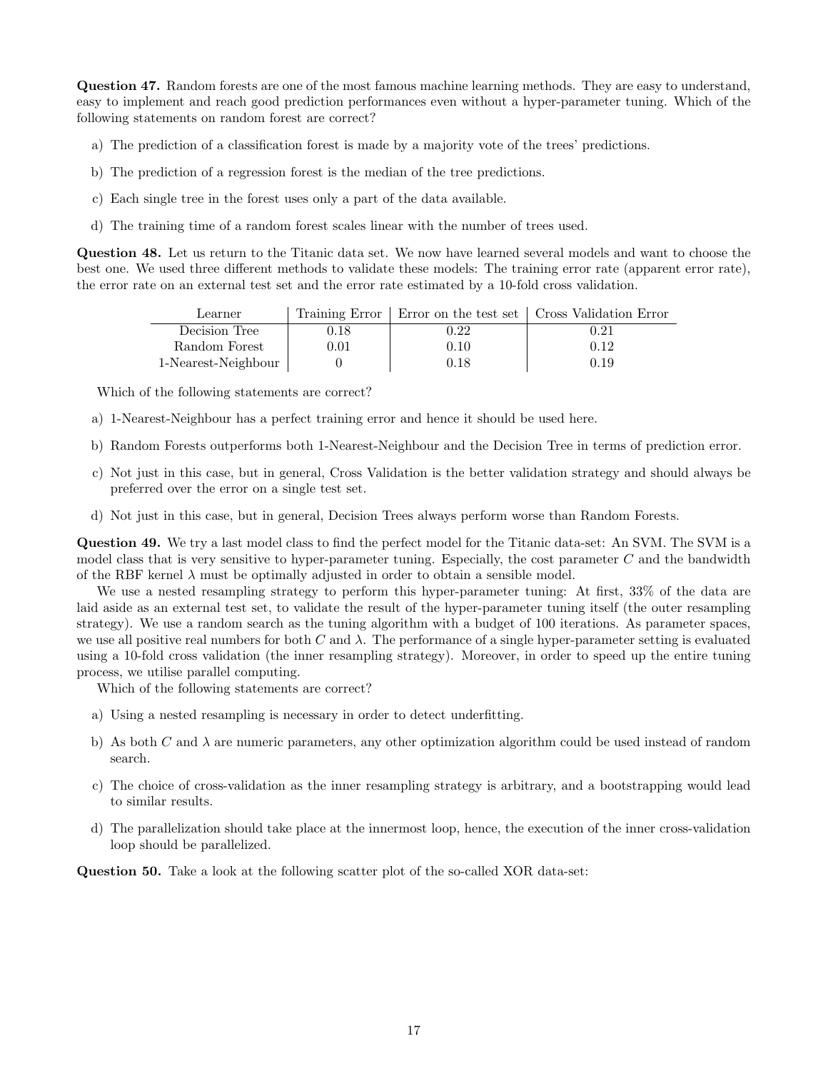**Question 47.** Random forests are one of the most famous machine learning methods. They are easy to understand, easy to implement and reach good prediction performances even without a hyper-parameter tuning. Which of the following statements on random forest are correct?

a) The prediction of a classification forest is made by a majority vote of the trees' predictions.

b) The prediction of a regression forest is the median of the tree predictions.

c) Each single tree in the forest uses only a part of the data available.

d) The training time of a random forest scales linear with the number of trees used.

**Question 48.** Let us return to the Titanic data set. We now have learned several models and want to choose the best one. We used three different methods to validate these models: The training error rate (apparent error rate), the error rate on an external test set and the error rate estimated by a 10-fold cross validation.

| Learner | Training Error | Error on the test set | Cross Validation Error |
|---|---|---|---|
| Decision Tree | 0.18 | 0.22 | 0.21 |
| Random Forest | 0.01 | 0.10 | 0.12 |
| 1-Nearest-Neighbour | 0 | 0.18 | 0.19 |

Which of the following statements are correct?

a) 1-Nearest-Neighbour has a perfect training error and hence it should be used here.

b) Random Forests outperforms both 1-Nearest-Neighbour and the Decision Tree in terms of prediction error.

c) Not just in this case, but in general, Cross Validation is the better validation strategy and should always be preferred over the error on a single test set.

d) Not just in this case, but in general, Decision Trees always perform worse than Random Forests.

**Question 49.** We try a last model class to find the perfect model for the Titanic data-set: An SVM. The SVM is a model class that is very sensitive to hyper-parameter tuning. Especially, the cost parameter $C$ and the bandwidth of the RBF kernel $\lambda$ must be optimally adjusted in order to obtain a sensible model.

We use a nested resampling strategy to perform this hyper-parameter tuning: At first, 33% of the data are laid aside as an external test set, to validate the result of the hyper-parameter tuning itself (the outer resampling strategy). We use a random search as the tuning algorithm with a budget of 100 iterations. As parameter spaces, we use all positive real numbers for both $C$ and $\lambda$. The performance of a single hyper-parameter setting is evaluated using a 10-fold cross validation (the inner resampling strategy). Moreover, in order to speed up the entire tuning process, we utilise parallel computing.

Which of the following statements are correct?

a) Using a nested resampling is necessary in order to detect underfitting.

b) As both $C$ and $\lambda$ are numeric parameters, any other optimization algorithm could be used instead of random search.

c) The choice of cross-validation as the inner resampling strategy is arbitrary, and a bootstrapping would lead to similar results.

d) The parallelization should take place at the innermost loop, hence, the execution of the inner cross-validation loop should be parallelized.

**Question 50.** Take a look at the following scatter plot of the so-called XOR data-set: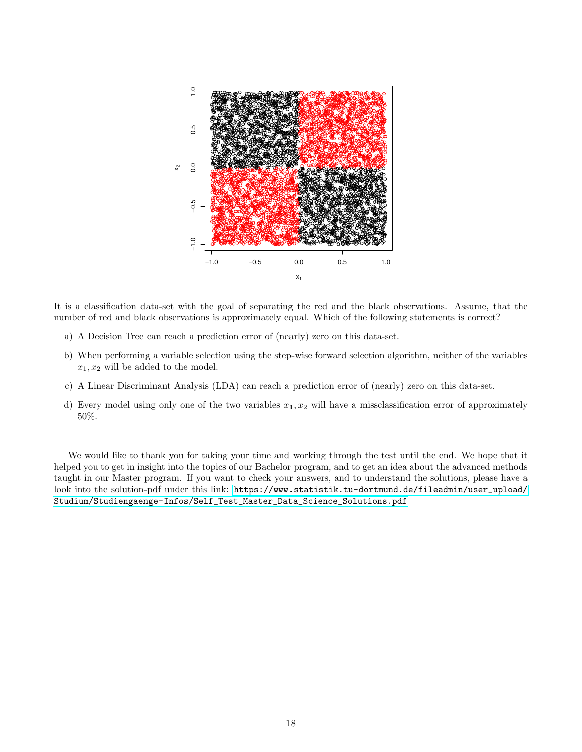x₂ axis: 1.0, 0.5, 0.0, −0.5, −1.0

$x_2$

x₁ axis: −1.0, −0.5, 0.0, 0.5, 1.0

$x_1$

It is a classification data-set with the goal of separating the red and the black observations. Assume, that the number of red and black observations is approximately equal. Which of the following statements is correct?

a) A Decision Tree can reach a prediction error of (nearly) zero on this data-set.

b) When performing a variable selection using the step-wise forward selection algorithm, neither of the variables $x_1, x_2$ will be added to the model.

c) A Linear Discriminant Analysis (LDA) can reach a prediction error of (nearly) zero on this data-set.

d) Every model using only one of the two variables $x_1, x_2$ will have a missclassification error of approximately 50%.

We would like to thank you for taking your time and working through the test until the end. We hope that it helped you to get in insight into the topics of our Bachelor program, and to get an idea about the advanced methods taught in our Master program. If you want to check your answers, and to understand the solutions, please have a look into the solution-pdf under this link: https://www.statistik.tu-dortmund.de/fileadmin/user_upload/Studium/Studiengaenge-Infos/Self_Test_Master_Data_Science_Solutions.pdf